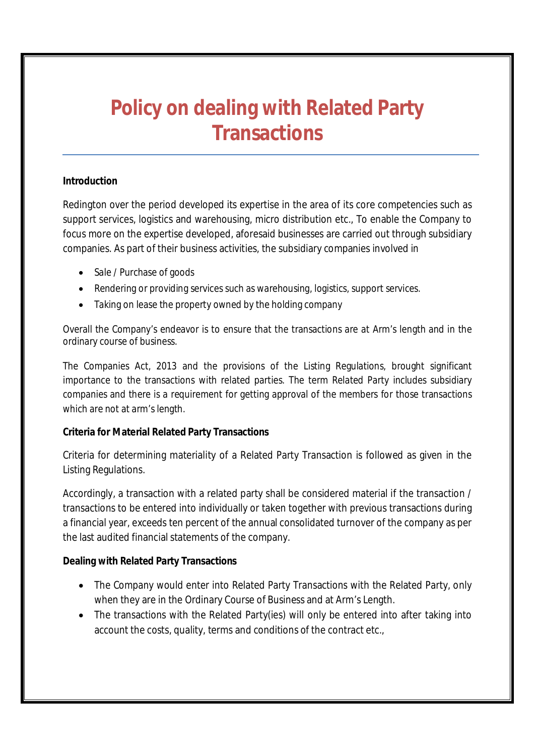# Policy on dealing with Related Party Transactions

**Introduction**

Redington over the period developed its expertise in the area of its core competencies such as support services, logistics and warehousing, micro distribution etc., To enable the Company to focus more on the expertise developed, aforesaid businesses are carried out through subsidiary companies. As part of their business activities, the subsidiary companies involved in

- Sale / Purchase of goods
- Rendering or providing services such as warehousing, logistics, support services.
- Taking on lease the property owned by the holding company

Overall the Company's endeavor is to ensure that the transactions are at Arm's length and in the ordinary course of business.

The Companies Act, 2013 and the provisions of the Listing Regulations, brought significant importance to the transactions with related parties. The term Related Party includes subsidiary companies and there is a requirement for getting approval of the members for those transactions which are not at arm's length.

**Criteria for Material Related Party Transactions**

Criteria for determining materiality of a Related Party Transaction is followed as given in the Listing Regulations.

Accordingly, a transaction with a related party shall be considered material if the transaction / transactions to be entered into individually or taken together with previous transactions during a financial year, exceeds ten percent of the annual consolidated turnover of the company as per the last audited financial statements of the company.

**Dealing with Related Party Transactions**

- The Company would enter into Related Party Transactions with the Related Party, only when they are in the Ordinary Course of Business and at Arm's Length.
- The transactions with the Related Party(ies) will only be entered into after taking into account the costs, quality, terms and conditions of the contract etc.,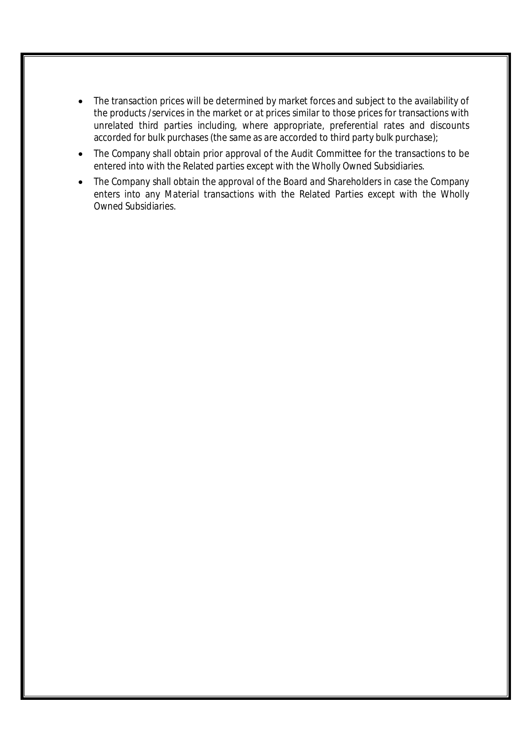- The transaction prices will be determined by market forces and subject to the availability of the products /services in the market or at prices similar to those prices for transactions with unrelated third parties including, where appropriate, preferential rates and discounts accorded for bulk purchases (the same as are accorded to third party bulk purchase);
- The Company shall obtain prior approval of the Audit Committee for the transactions to be entered into with the Related parties except with the Wholly Owned Subsidiaries.
- The Company shall obtain the approval of the Board and Shareholders in case the Company enters into any Material transactions with the Related Parties except with the Wholly Owned Subsidiaries.